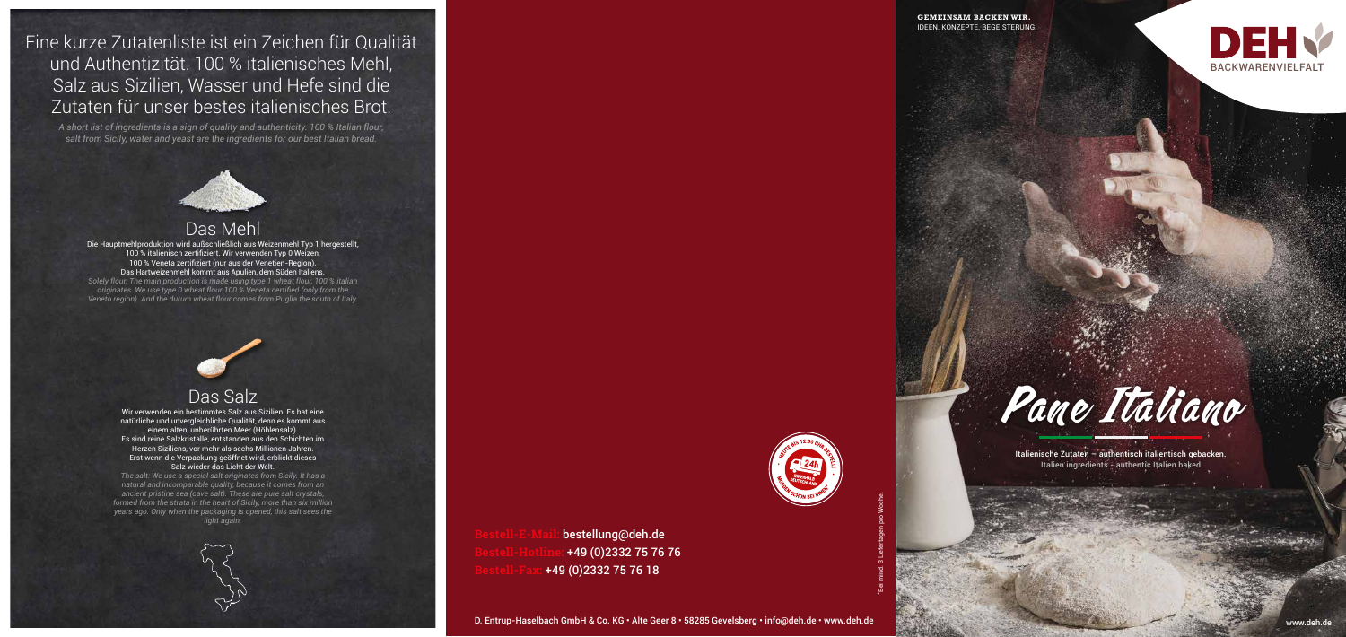Eine kurze Zutatenliste ist ein Zeichen für Qualität und Authentizität. 100 % italienisches Mehl, Salz aus Sizilien, Wasser und Hefe sind die Zutaten für unser bestes italienisches Brot.

*A short list of ingredients is a sign of quality and authenticity. 100 % Italian flour, salt from Sicily, water and yeast are the ingredients for our best Italian bread.*

## Das Mehl

Die Hauptmehlproduktion wird außschließlich aus Weizenmehl Typ 1 hergestellt, 100 % italienisch zertifiziert. Wir verwenden Typ 0 Weizen, 100 % Veneta zertifiziert (nur aus der Venetien-Region). Das Hartweizenmehl kommt aus Apulien, dem Süden Italiens.

*Solely flour: The main production is made using type 1 wheat flour, 100 % italian originates. We use type 0 wheat flour 100 % Veneta certified (only from the Veneto region). And the durum wheat flour comes from Puglia the south of Italy.*

## Das Salz

Wir verwenden ein bestimmtes Salz aus Sizilien. Es hat eine natürliche und unvergleichliche Qualität, denn es kommt aus einem alten, unberührten Meer (Höhlensalz). Es sind reine Salzkristalle, entstanden aus den Schichten im Herzen Siziliens, vor mehr als sechs Millionen Jahren. Erst wenn die Verpackung geöffnet wird, erblickt dieses Salz wieder das Licht der Welt.

*The salt: We use a special salt originates from Sicily. It has a natural and incomparable quality, because it comes from an ancient pristine sea (cave salt). These are pure salt crystals, formed from the strata in the heart of Sicily, more than six million years ago. Only when the packaging is opened, this salt sees the light again.*

Heute bis 12:00 Uhr bestellt* – 24h innerhalb Deutschland – Morgen schon bei Ihnen

**Bestell-E-Mail:** bestellung@deh.de
**Bestell-Hotline:** +49 (0)2332 75 76 76
**Bestell-Fax:** +49 (0)2332 75 76 18

*Bei mind. 3 Liefertagen pro Woche.

D. Entrup-Haselbach GmbH & Co. KG • Alte Geer 8 • 58285 Gevelsberg • info@deh.de • www.deh.de

**GEMEINSAM BACKEN WIR.**
IDEEN. KONZEPTE. BEGEISTERUNG.

DEH BACKWARENVIELFALT

# Pane Italiano

Italienische Zutaten – authentisch italienisch gebacken.
Italian ingredients – authentic Italien baked

www.deh.de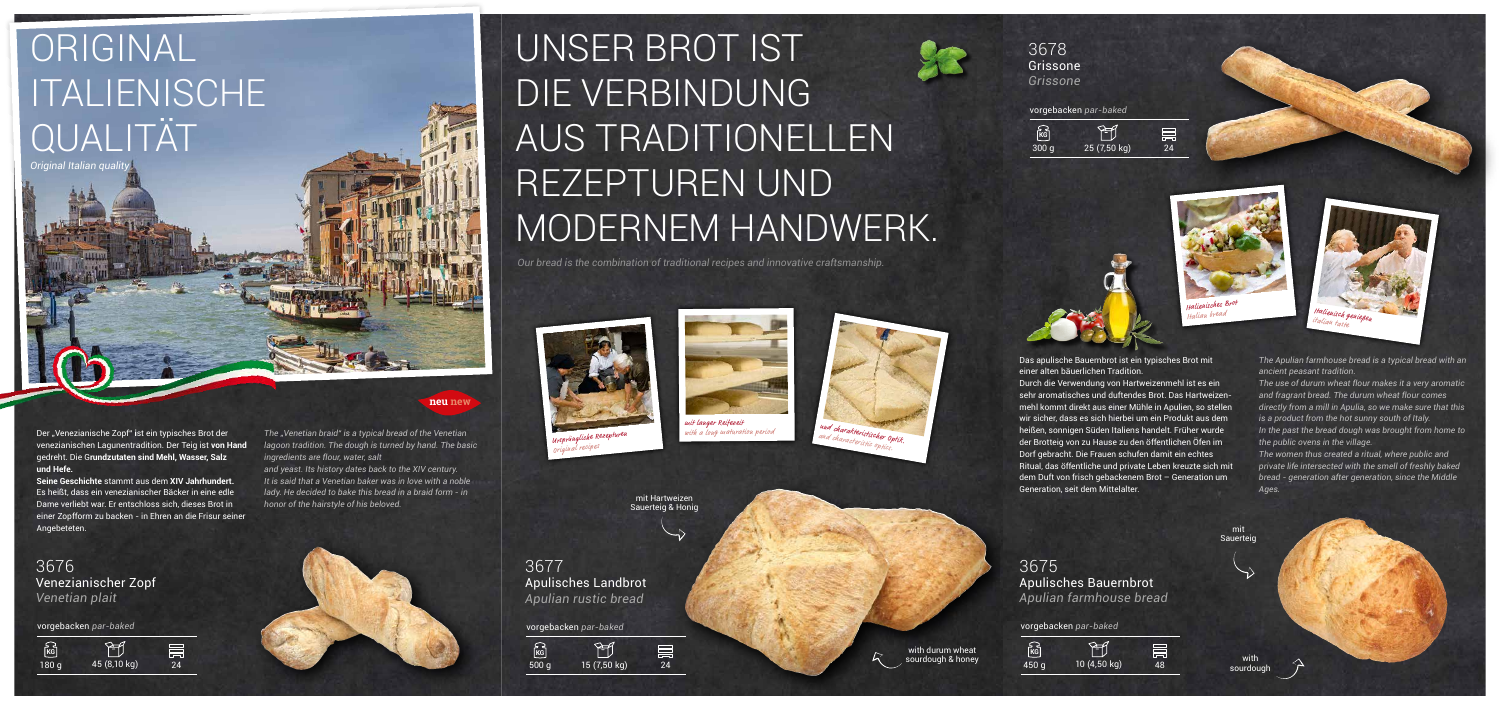# ORIGINAL ITALIENISCHE QUALITÄT

*Original Italian quality*

neu *new*

Der „Venezianische Zopf" ist ein typisches Brot der venezianischen Lagunentradition. Der Teig ist **von Hand** gedreht. Die G**rundzutaten sind Mehl, Wasser, Salz und Hefe.**

**Seine Geschichte** stammt aus dem **XIV Jahrhundert.** Es heißt, dass ein venezianischer Bäcker in eine edle Dame verliebt war. Er entschloss sich, dieses Brot in einer Zopfform zu backen - in Ehren an die Frisur seiner Angebeteten.

*The „Venetian braid" is a typical bread of the Venetian lagoon tradition. The dough is turned by hand. The basic ingredients are flour, water, salt and yeast. Its history dates back to the XIV century. It is said that a Venetian baker was in love with a noble lady. He decided to bake this bread in a braid form - in honor of the hairstyle of his beloved.*

## 3676
### Venezianischer Zopf
*Venetian plait*

vorgebacken *par-baked*

| | | |
|---|---|---|
| 180 g | 45 (8,10 kg) | 24 |

# UNSER BROT IST DIE VERBINDUNG AUS TRADITIONELLEN REZEPTUREN UND MODERNEM HANDWERK.

*Our bread is the combination of traditional recipes and innovative craftsmanship.*

Ursprüngliche Rezepturen
*Original recipes*

mit langer Reifezeit
*with a long maturation period*

und charakteristischer Optik
*and characteristic optics*

mit Hartweizen Sauerteig & Honig

with durum wheat sourdough & honey

## 3677
### Apulisches Landbrot
*Apulian rustic bread*

vorgebacken *par-baked*

| | | |
|---|---|---|
| 500 g | 15 (7,50 kg) | 24 |

## 3678
### Grissone
*Grissone*

vorgebacken *par-baked*

| | | |
|---|---|---|
| 300 g | 25 (7,50 kg) | 24 |

Italienisches Brot
*Italian bread*

Italienisch genießen
*Italian taste*

Das apulische Bauernbrot ist ein typisches Brot mit einer alten bäuerlichen Tradition.
Durch die Verwendung von Hartweizenmehl ist es ein sehr aromatisches und duftendes Brot. Das Hartweizenmehl kommt direkt aus einer Mühle in Apulien, so stellen wir sicher, dass es sich hierbei um ein Produkt aus dem heißen, sonnigen Süden Italiens handelt. Früher wurde der Brotteig von zu Hause zu den öffentlichen Öfen im Dorf gebracht. Die Frauen schufen damit ein echtes Ritual, das öffentliche und private Leben kreuzte sich mit dem Duft von frisch gebackenem Brot – Generation um Generation, seit dem Mittelalter.

*The Apulian farmhouse bread is a typical bread with an ancient peasant tradition.*
*The use of durum wheat flour makes it a very aromatic and fragrant bread. The durum wheat flour comes directly from a mill in Apulia, so we make sure that this is a product from the hot sunny south of Italy.*
*In the past the bread dough was brought from home to the public ovens in the village.*
*The women thus created a ritual, where public and private life intersected with the smell of freshly baked bread - generation after generation, since the Middle Ages.*

mit Sauerteig

with sourdough

## 3675
### Apulisches Bauernbrot
*Apulian farmhouse bread*

vorgebacken *par-baked*

| | | |
|---|---|---|
| 450 g | 10 (4,50 kg) | 48 |